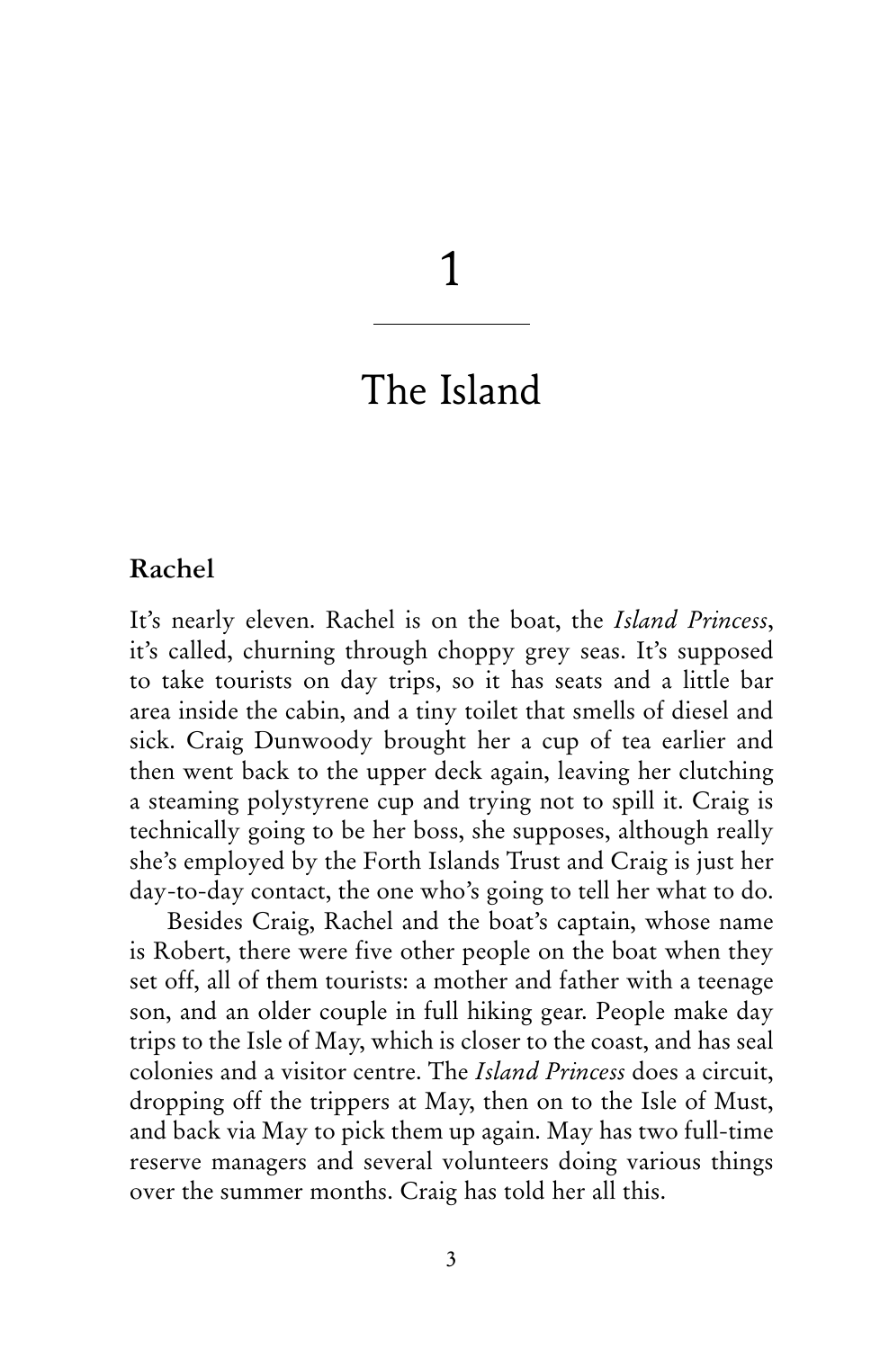# 1

## The Island

### Rachel

It's nearly eleven. Rachel is on the boat, the *Island Princess*, it's called, churning through choppy grey seas. It's supposed to take tourists on day trips, so it has seats and a little bar area inside the cabin, and a tiny toilet that smells of diesel and sick. Craig Dunwoody brought her a cup of tea earlier and then went back to the upper deck again, leaving her clutching a steaming polystyrene cup and trying not to spill it. Craig is technically going to be her boss, she supposes, although really she's employed by the Forth Islands Trust and Craig is just her day-to-day contact, the one who's going to tell her what to do.

Besides Craig, Rachel and the boat's captain, whose name is Robert, there were five other people on the boat when they set off, all of them tourists: a mother and father with a teenage son, and an older couple in full hiking gear. People make day trips to the Isle of May, which is closer to the coast, and has seal colonies and a visitor centre. The *Island Princess* does a circuit, dropping off the trippers at May, then on to the Isle of Must, and back via May to pick them up again. May has two full-time reserve managers and several volunteers doing various things over the summer months. Craig has told her all this.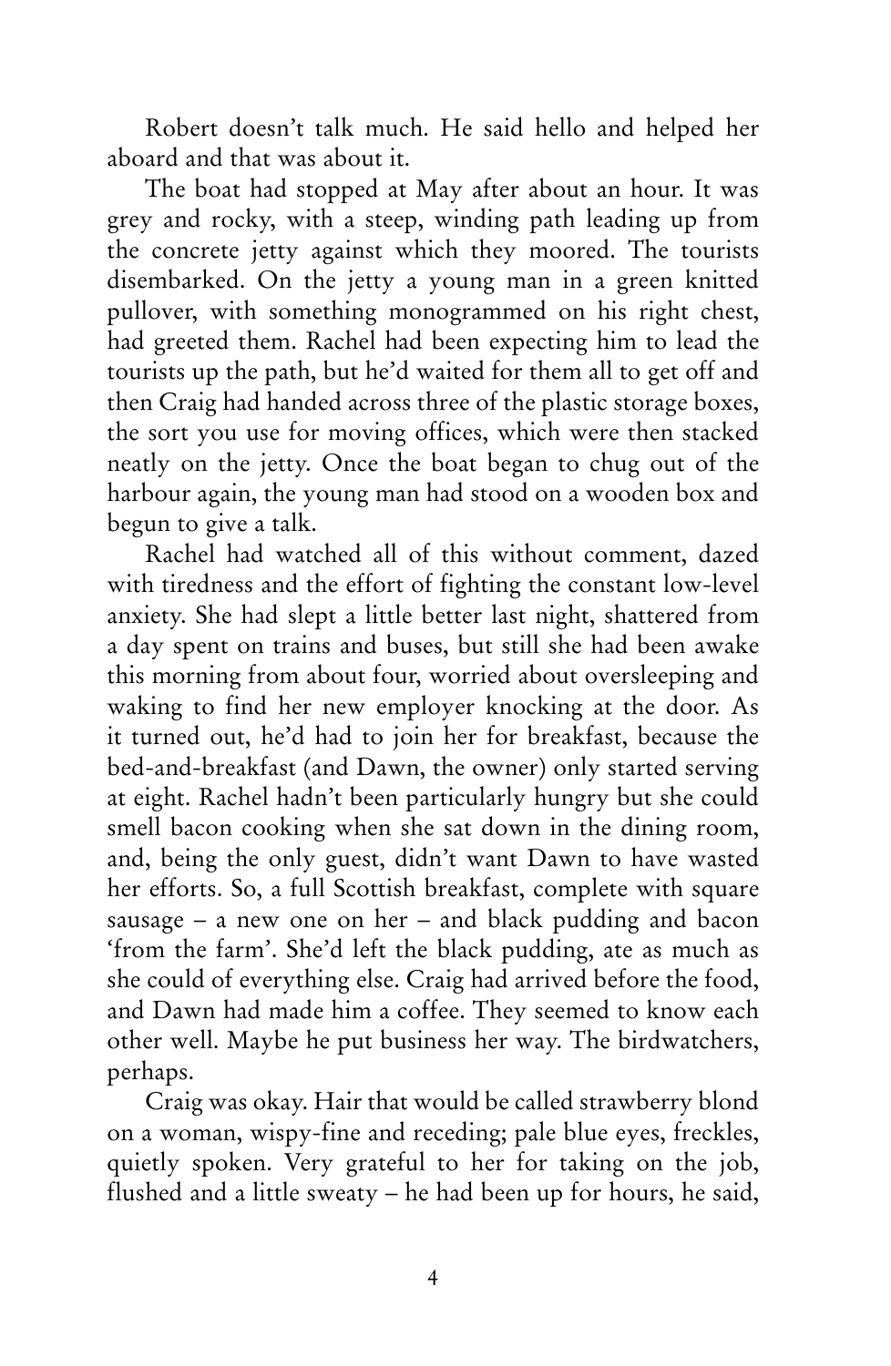Robert doesn't talk much. He said hello and helped her aboard and that was about it.

The boat had stopped at May after about an hour. It was grey and rocky, with a steep, winding path leading up from the concrete jetty against which they moored. The tourists disembarked. On the jetty a young man in a green knitted pullover, with something monogrammed on his right chest, had greeted them. Rachel had been expecting him to lead the tourists up the path, but he'd waited for them all to get off and then Craig had handed across three of the plastic storage boxes, the sort you use for moving offices, which were then stacked neatly on the jetty. Once the boat began to chug out of the harbour again, the young man had stood on a wooden box and begun to give a talk.

Rachel had watched all of this without comment, dazed with tiredness and the effort of fighting the constant low-level anxiety. She had slept a little better last night, shattered from a day spent on trains and buses, but still she had been awake this morning from about four, worried about oversleeping and waking to find her new employer knocking at the door. As it turned out, he'd had to join her for breakfast, because the bed-and-breakfast (and Dawn, the owner) only started serving at eight. Rachel hadn't been particularly hungry but she could smell bacon cooking when she sat down in the dining room, and, being the only guest, didn't want Dawn to have wasted her efforts. So, a full Scottish breakfast, complete with square sausage – a new one on her – and black pudding and bacon 'from the farm'. She'd left the black pudding, ate as much as she could of everything else. Craig had arrived before the food, and Dawn had made him a coffee. They seemed to know each other well. Maybe he put business her way. The birdwatchers, perhaps.

Craig was okay. Hair that would be called strawberry blond on a woman, wispy-fine and receding; pale blue eyes, freckles, quietly spoken. Very grateful to her for taking on the job, flushed and a little sweaty – he had been up for hours, he said,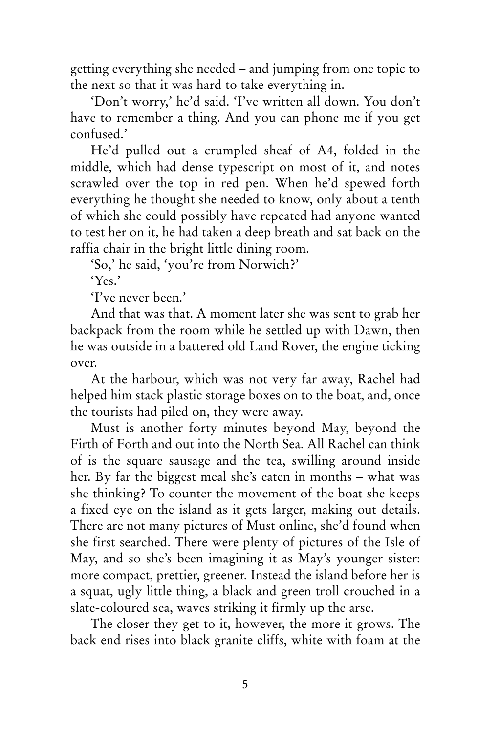getting everything she needed – and jumping from one topic to the next so that it was hard to take everything in.

'Don't worry,' he'd said. 'I've written all down. You don't have to remember a thing. And you can phone me if you get confused.'

He'd pulled out a crumpled sheaf of A4, folded in the middle, which had dense typescript on most of it, and notes scrawled over the top in red pen. When he'd spewed forth everything he thought she needed to know, only about a tenth of which she could possibly have repeated had anyone wanted to test her on it, he had taken a deep breath and sat back on the raffia chair in the bright little dining room.

'So,' he said, 'you're from Norwich?'

'Yes.'

'I've never been.'

And that was that. A moment later she was sent to grab her backpack from the room while he settled up with Dawn, then he was outside in a battered old Land Rover, the engine ticking over.

At the harbour, which was not very far away, Rachel had helped him stack plastic storage boxes on to the boat, and, once the tourists had piled on, they were away.

Must is another forty minutes beyond May, beyond the Firth of Forth and out into the North Sea. All Rachel can think of is the square sausage and the tea, swilling around inside her. By far the biggest meal she's eaten in months – what was she thinking? To counter the movement of the boat she keeps a fixed eye on the island as it gets larger, making out details. There are not many pictures of Must online, she'd found when she first searched. There were plenty of pictures of the Isle of May, and so she's been imagining it as May's younger sister: more compact, prettier, greener. Instead the island before her is a squat, ugly little thing, a black and green troll crouched in a slate-coloured sea, waves striking it firmly up the arse.

The closer they get to it, however, the more it grows. The back end rises into black granite cliffs, white with foam at the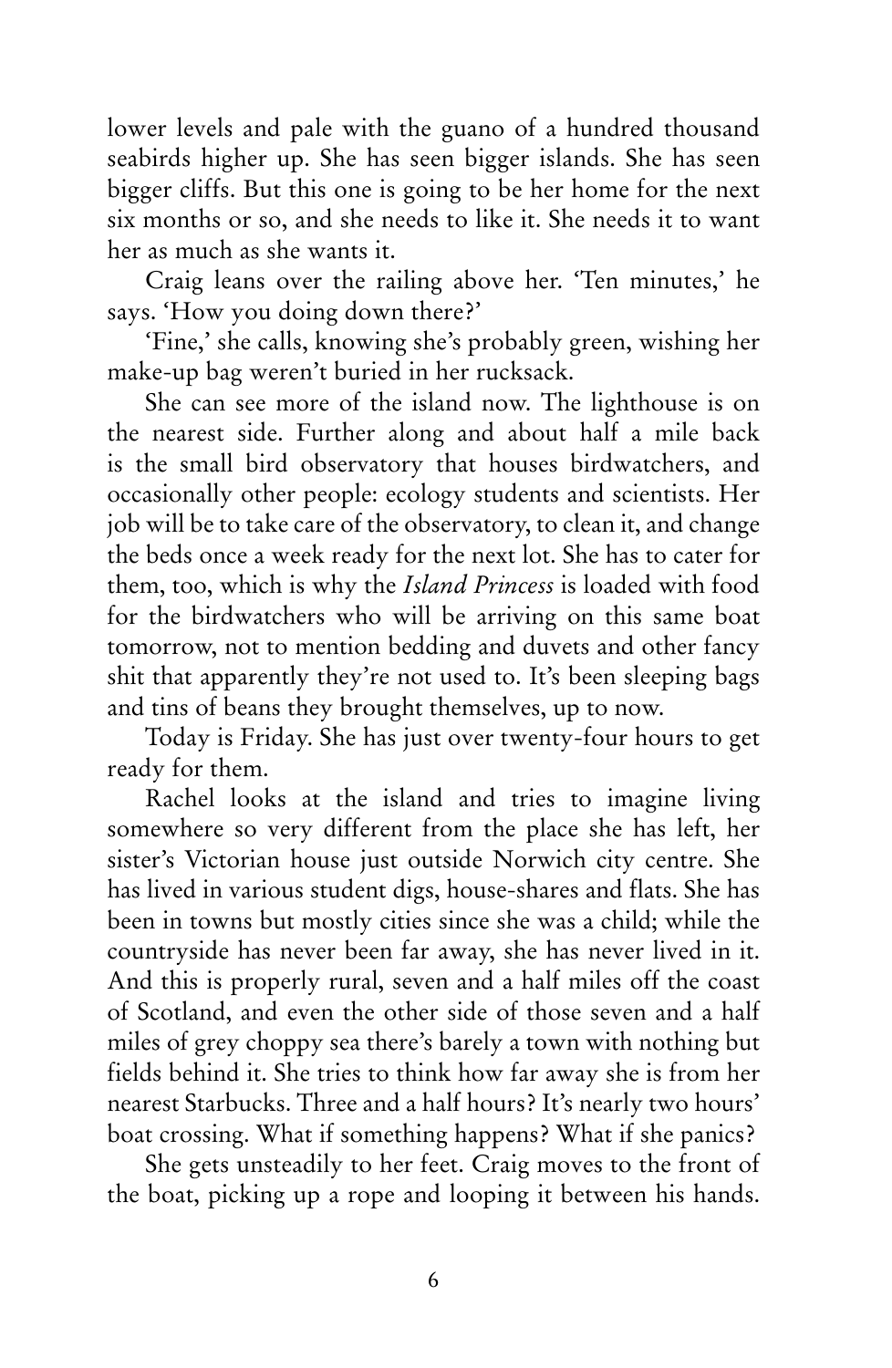lower levels and pale with the guano of a hundred thousand seabirds higher up. She has seen bigger islands. She has seen bigger cliffs. But this one is going to be her home for the next six months or so, and she needs to like it. She needs it to want her as much as she wants it.

Craig leans over the railing above her. 'Ten minutes,' he says. 'How you doing down there?'

'Fine,' she calls, knowing she's probably green, wishing her make-up bag weren't buried in her rucksack.

She can see more of the island now. The lighthouse is on the nearest side. Further along and about half a mile back is the small bird observatory that houses birdwatchers, and occasionally other people: ecology students and scientists. Her job will be to take care of the observatory, to clean it, and change the beds once a week ready for the next lot. She has to cater for them, too, which is why the *Island Princess* is loaded with food for the birdwatchers who will be arriving on this same boat tomorrow, not to mention bedding and duvets and other fancy shit that apparently they're not used to. It's been sleeping bags and tins of beans they brought themselves, up to now.

Today is Friday. She has just over twenty-four hours to get ready for them.

Rachel looks at the island and tries to imagine living somewhere so very different from the place she has left, her sister's Victorian house just outside Norwich city centre. She has lived in various student digs, house-shares and flats. She has been in towns but mostly cities since she was a child; while the countryside has never been far away, she has never lived in it. And this is properly rural, seven and a half miles off the coast of Scotland, and even the other side of those seven and a half miles of grey choppy sea there's barely a town with nothing but fields behind it. She tries to think how far away she is from her nearest Starbucks. Three and a half hours? It's nearly two hours' boat crossing. What if something happens? What if she panics?

She gets unsteadily to her feet. Craig moves to the front of the boat, picking up a rope and looping it between his hands.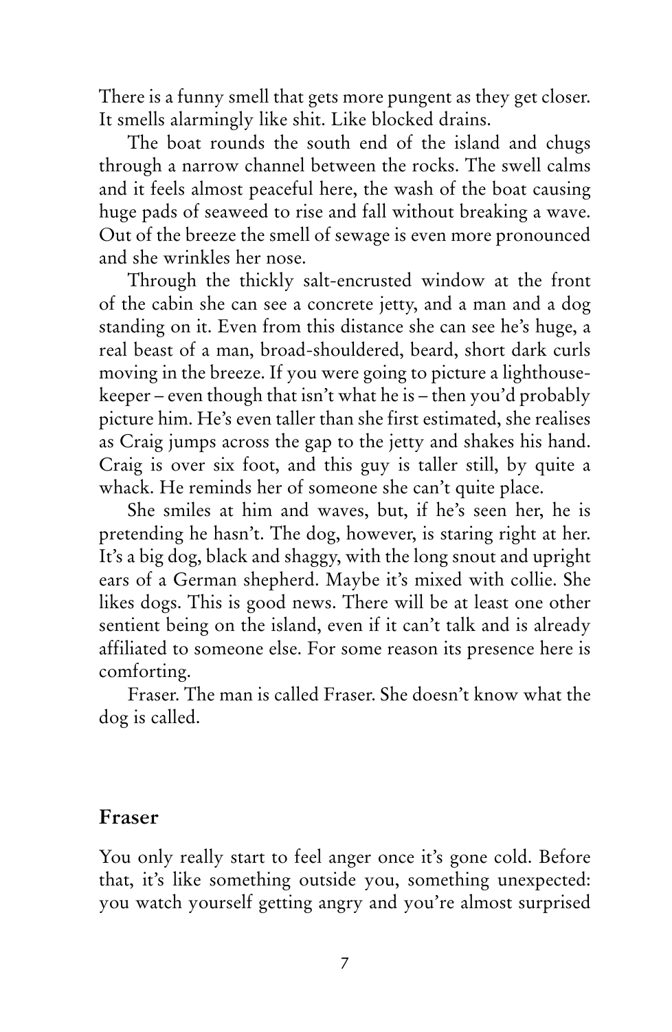There is a funny smell that gets more pungent as they get closer. It smells alarmingly like shit. Like blocked drains.

The boat rounds the south end of the island and chugs through a narrow channel between the rocks. The swell calms and it feels almost peaceful here, the wash of the boat causing huge pads of seaweed to rise and fall without breaking a wave. Out of the breeze the smell of sewage is even more pronounced and she wrinkles her nose.

Through the thickly salt-encrusted window at the front of the cabin she can see a concrete jetty, and a man and a dog standing on it. Even from this distance she can see he's huge, a real beast of a man, broad-shouldered, beard, short dark curls moving in the breeze. If you were going to picture a lighthouse-keeper – even though that isn't what he is – then you'd probably picture him. He's even taller than she first estimated, she realises as Craig jumps across the gap to the jetty and shakes his hand. Craig is over six foot, and this guy is taller still, by quite a whack. He reminds her of someone she can't quite place.

She smiles at him and waves, but, if he's seen her, he is pretending he hasn't. The dog, however, is staring right at her. It's a big dog, black and shaggy, with the long snout and upright ears of a German shepherd. Maybe it's mixed with collie. She likes dogs. This is good news. There will be at least one other sentient being on the island, even if it can't talk and is already affiliated to someone else. For some reason its presence here is comforting.

Fraser. The man is called Fraser. She doesn't know what the dog is called.

## Fraser

You only really start to feel anger once it's gone cold. Before that, it's like something outside you, something unexpected: you watch yourself getting angry and you're almost surprised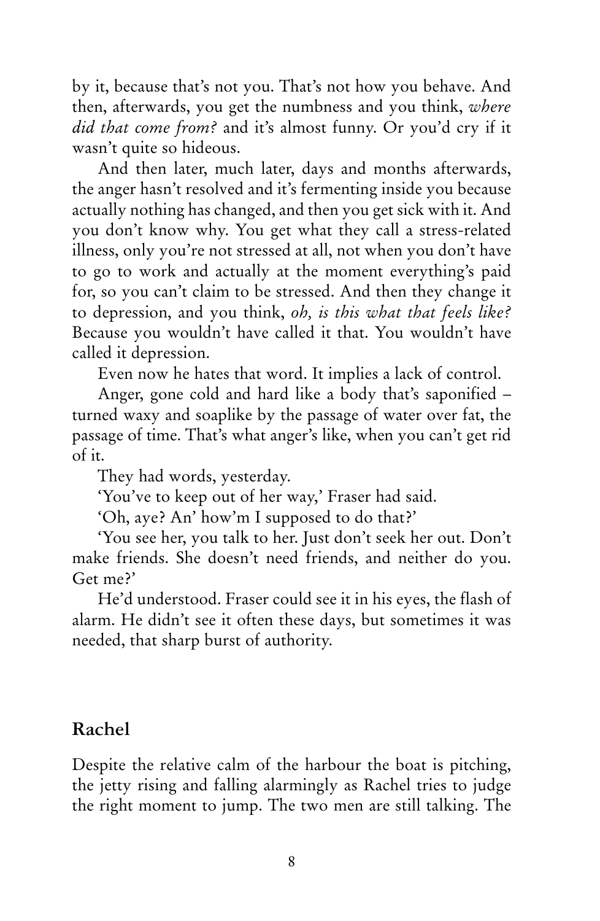by it, because that's not you. That's not how you behave. And then, afterwards, you get the numbness and you think, *where did that come from?* and it's almost funny. Or you'd cry if it wasn't quite so hideous.

And then later, much later, days and months afterwards, the anger hasn't resolved and it's fermenting inside you because actually nothing has changed, and then you get sick with it. And you don't know why. You get what they call a stress-related illness, only you're not stressed at all, not when you don't have to go to work and actually at the moment everything's paid for, so you can't claim to be stressed. And then they change it to depression, and you think, *oh, is this what that feels like?* Because you wouldn't have called it that. You wouldn't have called it depression.

Even now he hates that word. It implies a lack of control.

Anger, gone cold and hard like a body that's saponified – turned waxy and soaplike by the passage of water over fat, the passage of time. That's what anger's like, when you can't get rid of it.

They had words, yesterday.

'You've to keep out of her way,' Fraser had said.

'Oh, aye? An' how'm I supposed to do that?'

'You see her, you talk to her. Just don't seek her out. Don't make friends. She doesn't need friends, and neither do you. Get me?'

He'd understood. Fraser could see it in his eyes, the flash of alarm. He didn't see it often these days, but sometimes it was needed, that sharp burst of authority.

## Rachel

Despite the relative calm of the harbour the boat is pitching, the jetty rising and falling alarmingly as Rachel tries to judge the right moment to jump. The two men are still talking. The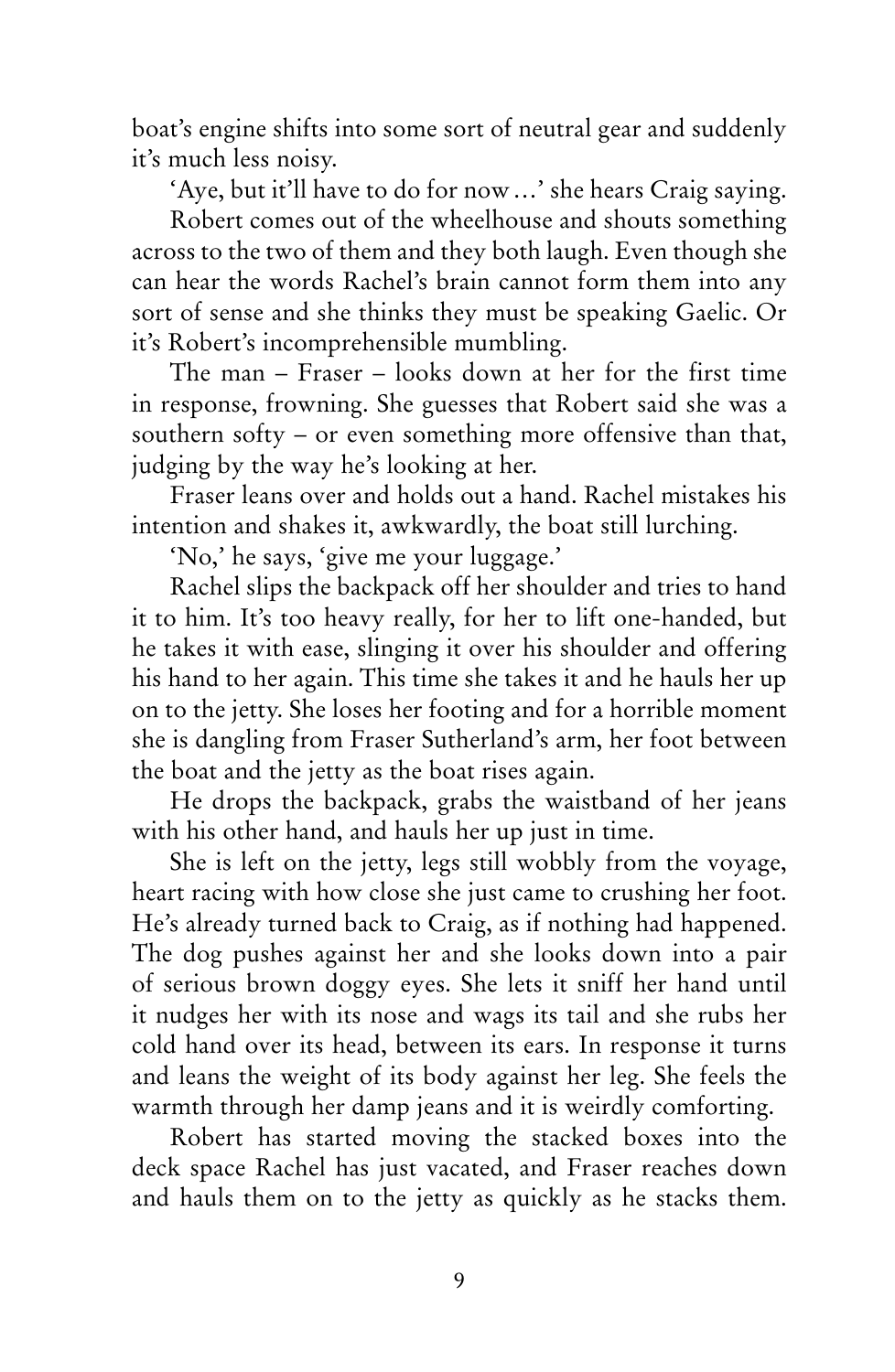boat's engine shifts into some sort of neutral gear and suddenly it's much less noisy.

'Aye, but it'll have to do for now…' she hears Craig saying.

Robert comes out of the wheelhouse and shouts something across to the two of them and they both laugh. Even though she can hear the words Rachel's brain cannot form them into any sort of sense and she thinks they must be speaking Gaelic. Or it's Robert's incomprehensible mumbling.

The man – Fraser – looks down at her for the first time in response, frowning. She guesses that Robert said she was a southern softy – or even something more offensive than that, judging by the way he's looking at her.

Fraser leans over and holds out a hand. Rachel mistakes his intention and shakes it, awkwardly, the boat still lurching.

'No,' he says, 'give me your luggage.'

Rachel slips the backpack off her shoulder and tries to hand it to him. It's too heavy really, for her to lift one-handed, but he takes it with ease, slinging it over his shoulder and offering his hand to her again. This time she takes it and he hauls her up on to the jetty. She loses her footing and for a horrible moment she is dangling from Fraser Sutherland's arm, her foot between the boat and the jetty as the boat rises again.

He drops the backpack, grabs the waistband of her jeans with his other hand, and hauls her up just in time.

She is left on the jetty, legs still wobbly from the voyage, heart racing with how close she just came to crushing her foot. He's already turned back to Craig, as if nothing had happened. The dog pushes against her and she looks down into a pair of serious brown doggy eyes. She lets it sniff her hand until it nudges her with its nose and wags its tail and she rubs her cold hand over its head, between its ears. In response it turns and leans the weight of its body against her leg. She feels the warmth through her damp jeans and it is weirdly comforting.

Robert has started moving the stacked boxes into the deck space Rachel has just vacated, and Fraser reaches down and hauls them on to the jetty as quickly as he stacks them.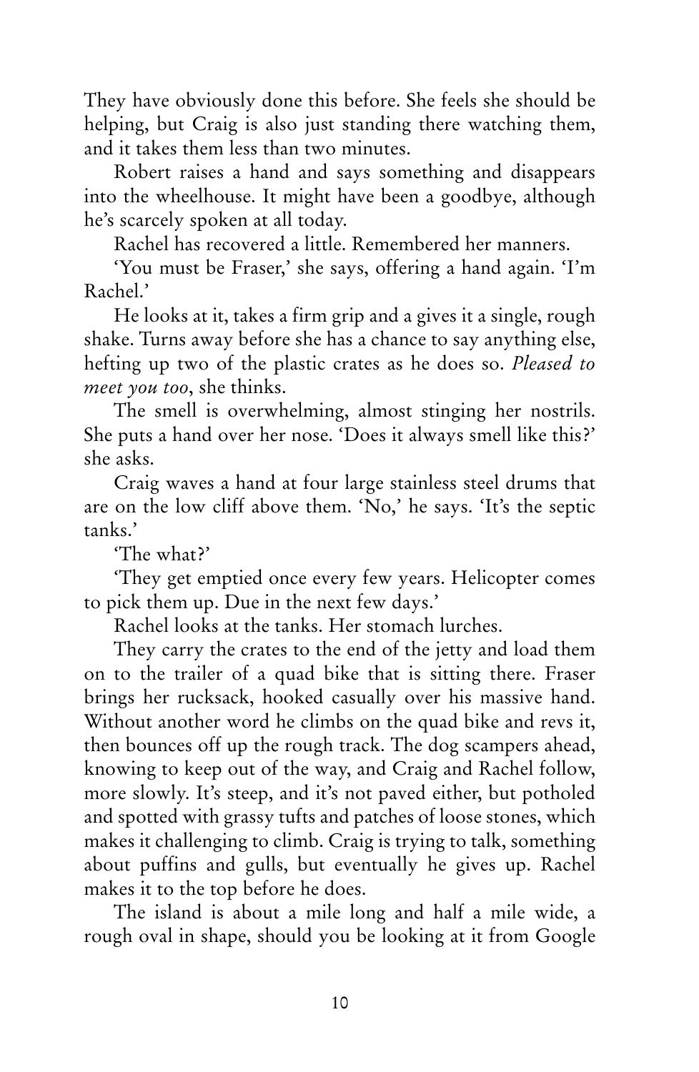They have obviously done this before. She feels she should be helping, but Craig is also just standing there watching them, and it takes them less than two minutes.

Robert raises a hand and says something and disappears into the wheelhouse. It might have been a goodbye, although he's scarcely spoken at all today.

Rachel has recovered a little. Remembered her manners.

'You must be Fraser,' she says, offering a hand again. 'I'm Rachel.'

He looks at it, takes a firm grip and a gives it a single, rough shake. Turns away before she has a chance to say anything else, hefting up two of the plastic crates as he does so. *Pleased to meet you too*, she thinks.

The smell is overwhelming, almost stinging her nostrils. She puts a hand over her nose. 'Does it always smell like this?' she asks.

Craig waves a hand at four large stainless steel drums that are on the low cliff above them. 'No,' he says. 'It's the septic tanks.'

'The what?'

'They get emptied once every few years. Helicopter comes to pick them up. Due in the next few days.'

Rachel looks at the tanks. Her stomach lurches.

They carry the crates to the end of the jetty and load them on to the trailer of a quad bike that is sitting there. Fraser brings her rucksack, hooked casually over his massive hand. Without another word he climbs on the quad bike and revs it, then bounces off up the rough track. The dog scampers ahead, knowing to keep out of the way, and Craig and Rachel follow, more slowly. It's steep, and it's not paved either, but potholed and spotted with grassy tufts and patches of loose stones, which makes it challenging to climb. Craig is trying to talk, something about puffins and gulls, but eventually he gives up. Rachel makes it to the top before he does.

The island is about a mile long and half a mile wide, a rough oval in shape, should you be looking at it from Google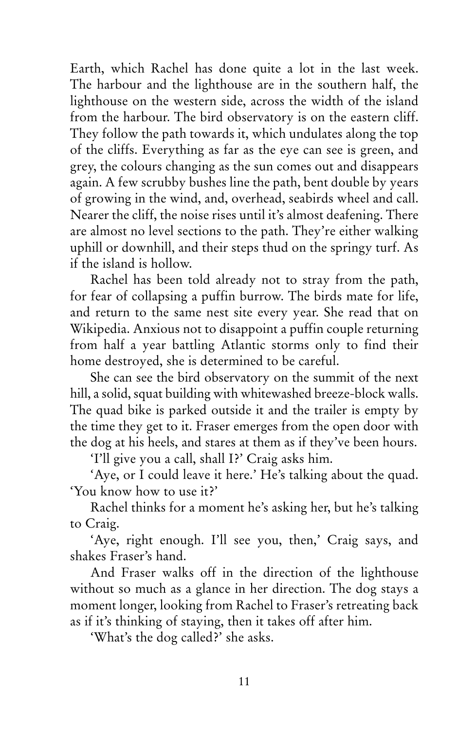Earth, which Rachel has done quite a lot in the last week. The harbour and the lighthouse are in the southern half, the lighthouse on the western side, across the width of the island from the harbour. The bird observatory is on the eastern cliff. They follow the path towards it, which undulates along the top of the cliffs. Everything as far as the eye can see is green, and grey, the colours changing as the sun comes out and disappears again. A few scrubby bushes line the path, bent double by years of growing in the wind, and, overhead, seabirds wheel and call. Nearer the cliff, the noise rises until it's almost deafening. There are almost no level sections to the path. They're either walking uphill or downhill, and their steps thud on the springy turf. As if the island is hollow.

Rachel has been told already not to stray from the path, for fear of collapsing a puffin burrow. The birds mate for life, and return to the same nest site every year. She read that on Wikipedia. Anxious not to disappoint a puffin couple returning from half a year battling Atlantic storms only to find their home destroyed, she is determined to be careful.

She can see the bird observatory on the summit of the next hill, a solid, squat building with whitewashed breeze-block walls. The quad bike is parked outside it and the trailer is empty by the time they get to it. Fraser emerges from the open door with the dog at his heels, and stares at them as if they've been hours.

'I'll give you a call, shall I?' Craig asks him.

'Aye, or I could leave it here.' He's talking about the quad. 'You know how to use it?'

Rachel thinks for a moment he's asking her, but he's talking to Craig.

'Aye, right enough. I'll see you, then,' Craig says, and shakes Fraser's hand.

And Fraser walks off in the direction of the lighthouse without so much as a glance in her direction. The dog stays a moment longer, looking from Rachel to Fraser's retreating back as if it's thinking of staying, then it takes off after him.

'What's the dog called?' she asks.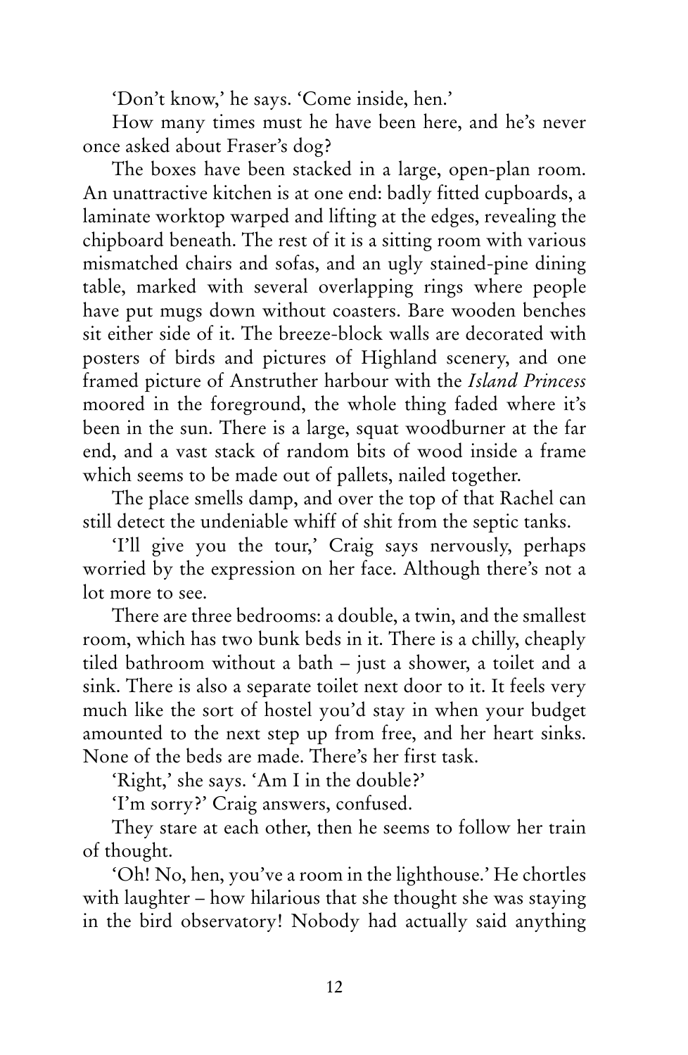'Don't know,' he says. 'Come inside, hen.'

How many times must he have been here, and he's never once asked about Fraser's dog?

The boxes have been stacked in a large, open-plan room. An unattractive kitchen is at one end: badly fitted cupboards, a laminate worktop warped and lifting at the edges, revealing the chipboard beneath. The rest of it is a sitting room with various mismatched chairs and sofas, and an ugly stained-pine dining table, marked with several overlapping rings where people have put mugs down without coasters. Bare wooden benches sit either side of it. The breeze-block walls are decorated with posters of birds and pictures of Highland scenery, and one framed picture of Anstruther harbour with the *Island Princess* moored in the foreground, the whole thing faded where it's been in the sun. There is a large, squat woodburner at the far end, and a vast stack of random bits of wood inside a frame which seems to be made out of pallets, nailed together.

The place smells damp, and over the top of that Rachel can still detect the undeniable whiff of shit from the septic tanks.

'I'll give you the tour,' Craig says nervously, perhaps worried by the expression on her face. Although there's not a lot more to see.

There are three bedrooms: a double, a twin, and the smallest room, which has two bunk beds in it. There is a chilly, cheaply tiled bathroom without a bath – just a shower, a toilet and a sink. There is also a separate toilet next door to it. It feels very much like the sort of hostel you'd stay in when your budget amounted to the next step up from free, and her heart sinks. None of the beds are made. There's her first task.

'Right,' she says. 'Am I in the double?'

'I'm sorry?' Craig answers, confused.

They stare at each other, then he seems to follow her train of thought.

'Oh! No, hen, you've a room in the lighthouse.' He chortles with laughter – how hilarious that she thought she was staying in the bird observatory! Nobody had actually said anything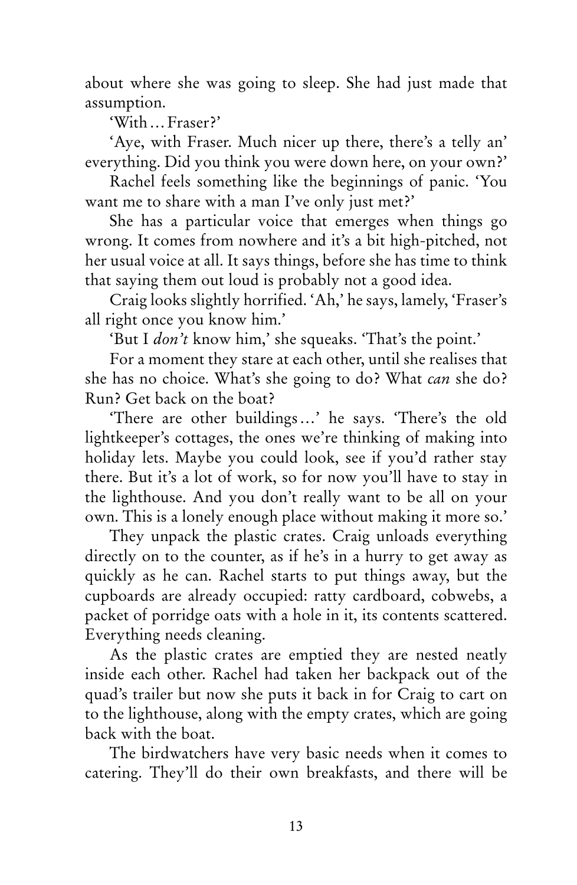about where she was going to sleep. She had just made that assumption.

'With…Fraser?'

'Aye, with Fraser. Much nicer up there, there's a telly an' everything. Did you think you were down here, on your own?'

Rachel feels something like the beginnings of panic. 'You want me to share with a man I've only just met?'

She has a particular voice that emerges when things go wrong. It comes from nowhere and it's a bit high-pitched, not her usual voice at all. It says things, before she has time to think that saying them out loud is probably not a good idea.

Craig looks slightly horrified. 'Ah,' he says, lamely, 'Fraser's all right once you know him.'

'But I *don't* know him,' she squeaks. 'That's the point.'

For a moment they stare at each other, until she realises that she has no choice. What's she going to do? What *can* she do? Run? Get back on the boat?

'There are other buildings…' he says. 'There's the old lightkeeper's cottages, the ones we're thinking of making into holiday lets. Maybe you could look, see if you'd rather stay there. But it's a lot of work, so for now you'll have to stay in the lighthouse. And you don't really want to be all on your own. This is a lonely enough place without making it more so.'

They unpack the plastic crates. Craig unloads everything directly on to the counter, as if he's in a hurry to get away as quickly as he can. Rachel starts to put things away, but the cupboards are already occupied: ratty cardboard, cobwebs, a packet of porridge oats with a hole in it, its contents scattered. Everything needs cleaning.

As the plastic crates are emptied they are nested neatly inside each other. Rachel had taken her backpack out of the quad's trailer but now she puts it back in for Craig to cart on to the lighthouse, along with the empty crates, which are going back with the boat.

The birdwatchers have very basic needs when it comes to catering. They'll do their own breakfasts, and there will be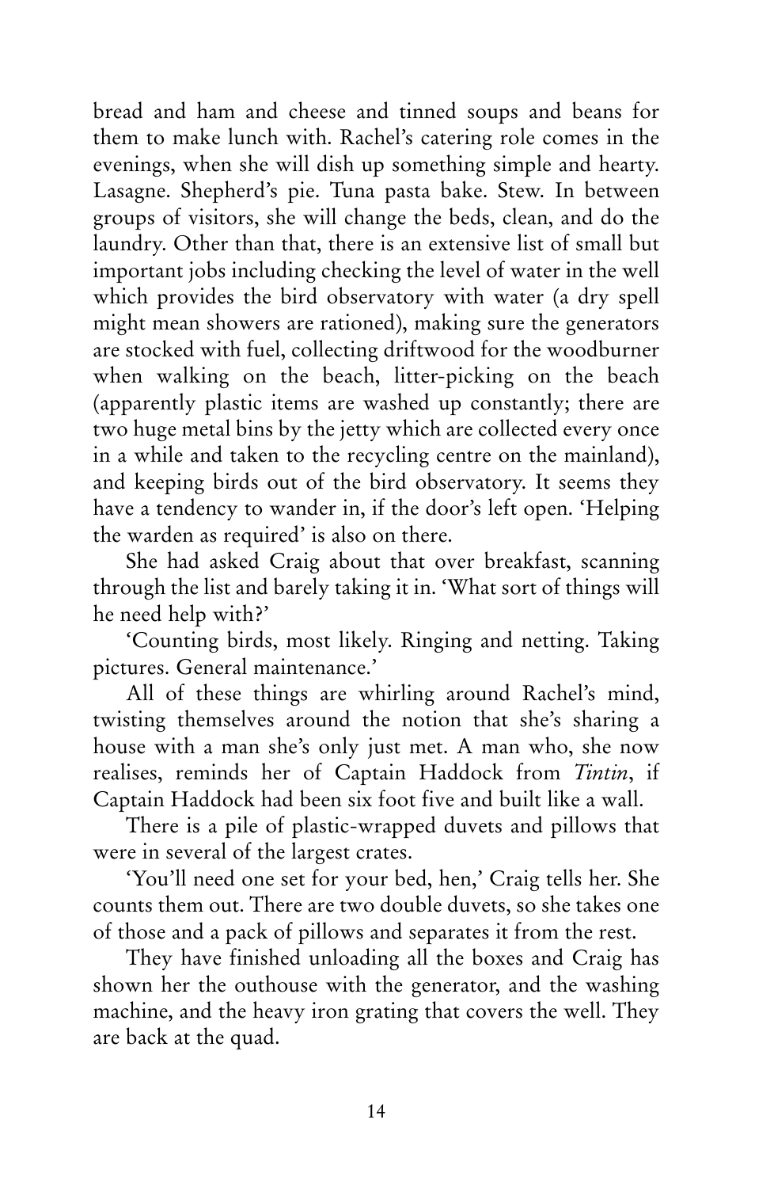bread and ham and cheese and tinned soups and beans for them to make lunch with. Rachel's catering role comes in the evenings, when she will dish up something simple and hearty. Lasagne. Shepherd's pie. Tuna pasta bake. Stew. In between groups of visitors, she will change the beds, clean, and do the laundry. Other than that, there is an extensive list of small but important jobs including checking the level of water in the well which provides the bird observatory with water (a dry spell might mean showers are rationed), making sure the generators are stocked with fuel, collecting driftwood for the woodburner when walking on the beach, litter-picking on the beach (apparently plastic items are washed up constantly; there are two huge metal bins by the jetty which are collected every once in a while and taken to the recycling centre on the mainland), and keeping birds out of the bird observatory. It seems they have a tendency to wander in, if the door's left open. 'Helping the warden as required' is also on there.

She had asked Craig about that over breakfast, scanning through the list and barely taking it in. 'What sort of things will he need help with?'

'Counting birds, most likely. Ringing and netting. Taking pictures. General maintenance.'

All of these things are whirling around Rachel's mind, twisting themselves around the notion that she's sharing a house with a man she's only just met. A man who, she now realises, reminds her of Captain Haddock from *Tintin*, if Captain Haddock had been six foot five and built like a wall.

There is a pile of plastic-wrapped duvets and pillows that were in several of the largest crates.

'You'll need one set for your bed, hen,' Craig tells her. She counts them out. There are two double duvets, so she takes one of those and a pack of pillows and separates it from the rest.

They have finished unloading all the boxes and Craig has shown her the outhouse with the generator, and the washing machine, and the heavy iron grating that covers the well. They are back at the quad.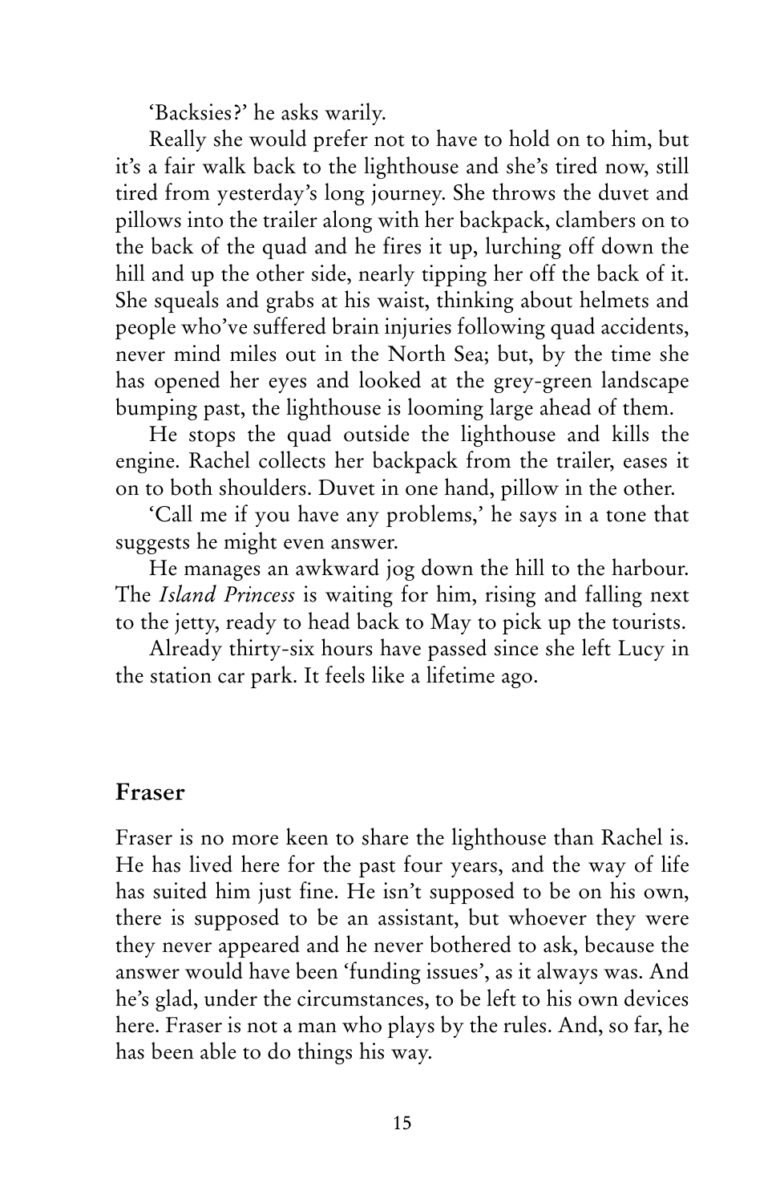'Backsies?' he asks warily.

Really she would prefer not to have to hold on to him, but it's a fair walk back to the lighthouse and she's tired now, still tired from yesterday's long journey. She throws the duvet and pillows into the trailer along with her backpack, clambers on to the back of the quad and he fires it up, lurching off down the hill and up the other side, nearly tipping her off the back of it. She squeals and grabs at his waist, thinking about helmets and people who've suffered brain injuries following quad accidents, never mind miles out in the North Sea; but, by the time she has opened her eyes and looked at the grey-green landscape bumping past, the lighthouse is looming large ahead of them.

He stops the quad outside the lighthouse and kills the engine. Rachel collects her backpack from the trailer, eases it on to both shoulders. Duvet in one hand, pillow in the other.

'Call me if you have any problems,' he says in a tone that suggests he might even answer.

He manages an awkward jog down the hill to the harbour. The *Island Princess* is waiting for him, rising and falling next to the jetty, ready to head back to May to pick up the tourists.

Already thirty-six hours have passed since she left Lucy in the station car park. It feels like a lifetime ago.

## Fraser

Fraser is no more keen to share the lighthouse than Rachel is. He has lived here for the past four years, and the way of life has suited him just fine. He isn't supposed to be on his own, there is supposed to be an assistant, but whoever they were they never appeared and he never bothered to ask, because the answer would have been 'funding issues', as it always was. And he's glad, under the circumstances, to be left to his own devices here. Fraser is not a man who plays by the rules. And, so far, he has been able to do things his way.